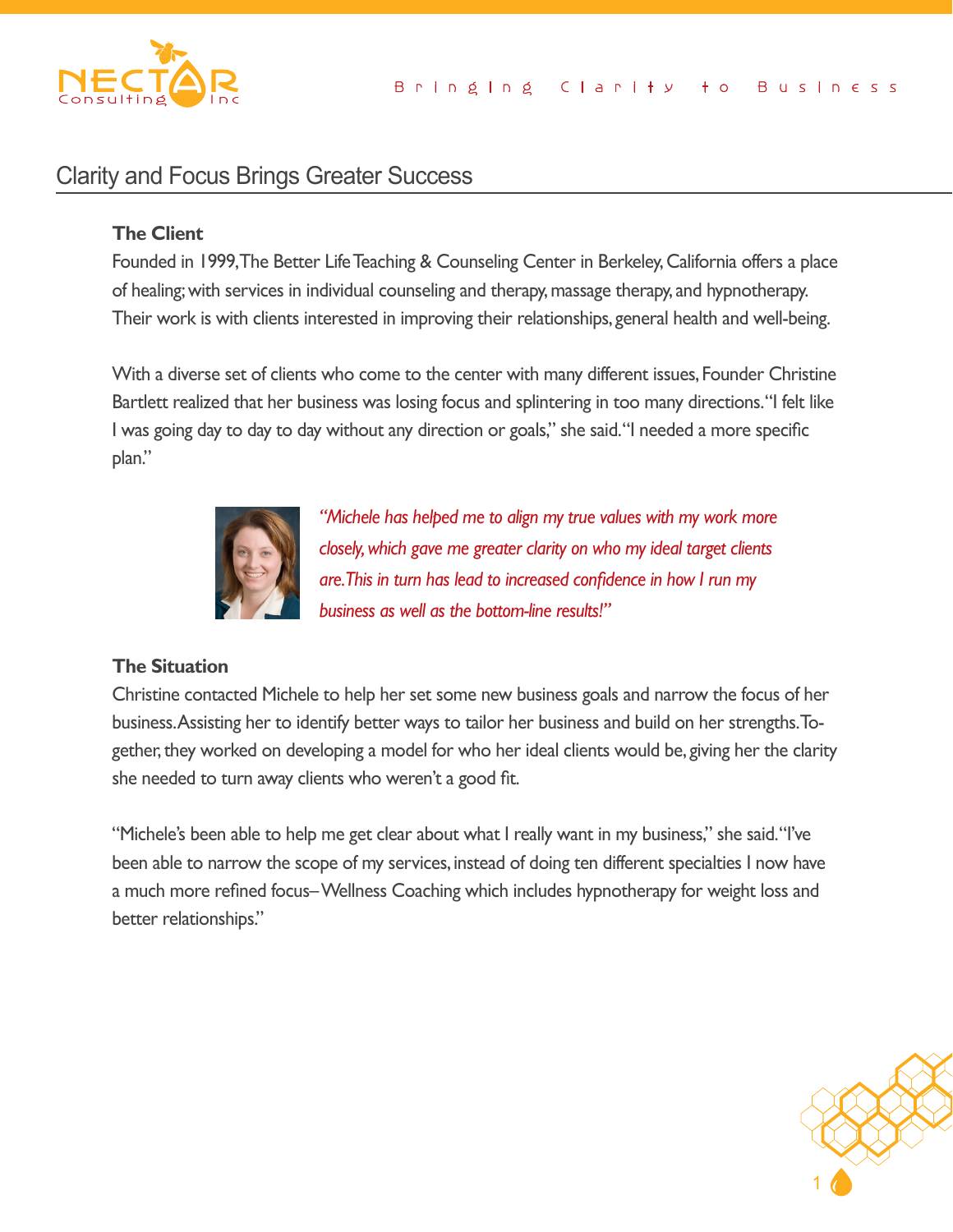Bringing Clarity to Business

## Clarity and Focus Brings Greater Success

**The Client**

Founded in 1999, The Better Life Teaching & Counseling Center in Berkeley, California offers a place of healing; with services in individual counseling and therapy, massage therapy, and hypnotherapy. Their work is with clients interested in improving their relationships, general health and well-being.

With a diverse set of clients who come to the center with many different issues, Founder Christine Bartlett realized that her business was losing focus and splintering in too many directions. "I felt like I was going day to day to day without any direction or goals," she said. "I needed a more specific plan."

*"Michele has helped me to align my true values with my work more closely, which gave me greater clarity on who my ideal target clients are. This in turn has lead to increased confidence in how I run my business as well as the bottom-line results!"*

**The Situation**

Christine contacted Michele to help her set some new business goals and narrow the focus of her business. Assisting her to identify better ways to tailor her business and build on her strengths. Together, they worked on developing a model for who her ideal clients would be, giving her the clarity she needed to turn away clients who weren't a good fit.

"Michele's been able to help me get clear about what I really want in my business," she said. "I've been able to narrow the scope of my services, instead of doing ten different specialties I now have a much more refined focus– Wellness Coaching which includes hypnotherapy for weight loss and better relationships."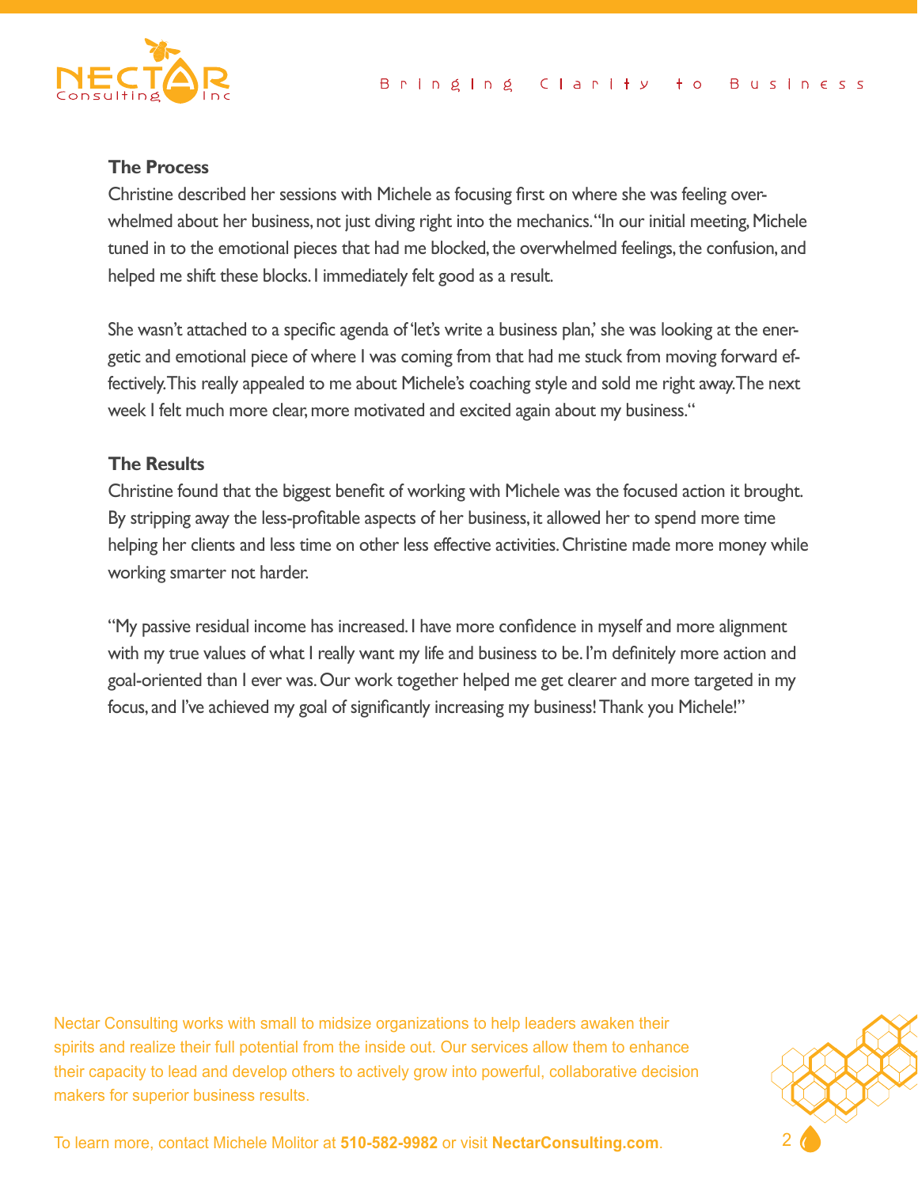### The Process

Christine described her sessions with Michele as focusing first on where she was feeling overwhelmed about her business, not just diving right into the mechanics. "In our initial meeting, Michele tuned in to the emotional pieces that had me blocked, the overwhelmed feelings, the confusion, and helped me shift these blocks. I immediately felt good as a result.

She wasn't attached to a specific agenda of 'let's write a business plan,' she was looking at the energetic and emotional piece of where I was coming from that had me stuck from moving forward effectively. This really appealed to me about Michele's coaching style and sold me right away. The next week I felt much more clear, more motivated and excited again about my business."

### The Results

Christine found that the biggest benefit of working with Michele was the focused action it brought. By stripping away the less-profitable aspects of her business, it allowed her to spend more time helping her clients and less time on other less effective activities. Christine made more money while working smarter not harder.

"My passive residual income has increased. I have more confidence in myself and more alignment with my true values of what I really want my life and business to be. I'm definitely more action and goal-oriented than I ever was. Our work together helped me get clearer and more targeted in my focus, and I've achieved my goal of significantly increasing my business! Thank you Michele!"

Nectar Consulting works with small to midsize organizations to help leaders awaken their spirits and realize their full potential from the inside out. Our services allow them to enhance their capacity to lead and develop others to actively grow into powerful, collaborative decision makers for superior business results.

To learn more, contact Michele Molitor at **510-582-9982** or visit **NectarConsulting.com**.